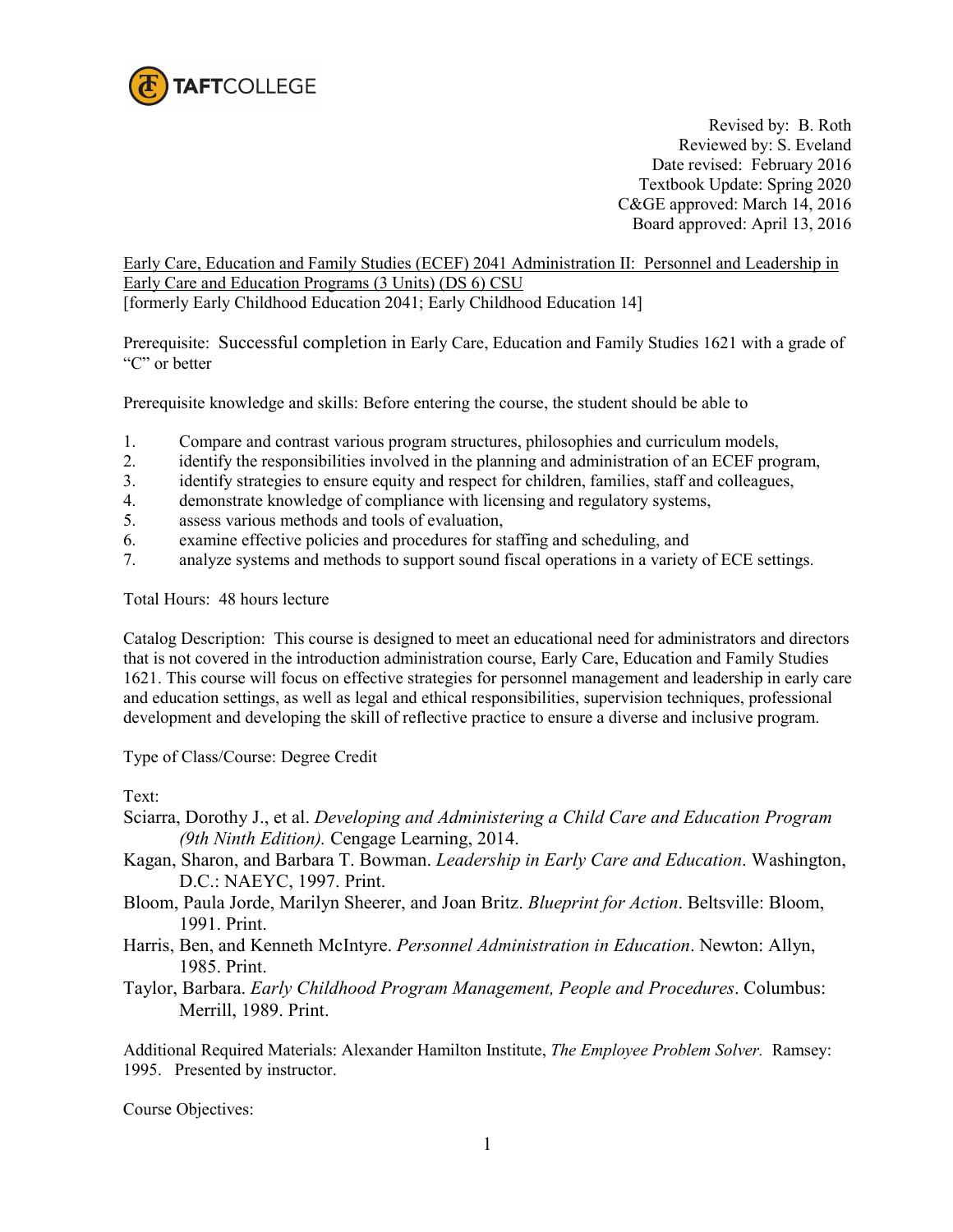TAFTCOLLEGE

Revised by: B. Roth
Reviewed by: S. Eveland
Date revised: February 2016
Textbook Update: Spring 2020
C&GE approved: March 14, 2016
Board approved: April 13, 2016

Early Care, Education and Family Studies (ECEF) 2041 Administration II: Personnel and Leadership in Early Care and Education Programs (3 Units) (DS 6) CSU
[formerly Early Childhood Education 2041; Early Childhood Education 14]

Prerequisite: Successful completion in Early Care, Education and Family Studies 1621 with a grade of "C" or better

Prerequisite knowledge and skills: Before entering the course, the student should be able to

1. Compare and contrast various program structures, philosophies and curriculum models,
2. identify the responsibilities involved in the planning and administration of an ECEF program,
3. identify strategies to ensure equity and respect for children, families, staff and colleagues,
4. demonstrate knowledge of compliance with licensing and regulatory systems,
5. assess various methods and tools of evaluation,
6. examine effective policies and procedures for staffing and scheduling, and
7. analyze systems and methods to support sound fiscal operations in a variety of ECE settings.

Total Hours: 48 hours lecture

Catalog Description: This course is designed to meet an educational need for administrators and directors that is not covered in the introduction administration course, Early Care, Education and Family Studies 1621. This course will focus on effective strategies for personnel management and leadership in early care and education settings, as well as legal and ethical responsibilities, supervision techniques, professional development and developing the skill of reflective practice to ensure a diverse and inclusive program.

Type of Class/Course: Degree Credit

Text:

Sciarra, Dorothy J., et al. *Developing and Administering a Child Care and Education Program (9th Ninth Edition).* Cengage Learning, 2014.

Kagan, Sharon, and Barbara T. Bowman. *Leadership in Early Care and Education*. Washington, D.C.: NAEYC, 1997. Print.

Bloom, Paula Jorde, Marilyn Sheerer, and Joan Britz. *Blueprint for Action*. Beltsville: Bloom, 1991. Print.

Harris, Ben, and Kenneth McIntyre. *Personnel Administration in Education*. Newton: Allyn, 1985. Print.

Taylor, Barbara. *Early Childhood Program Management, People and Procedures*. Columbus: Merrill, 1989. Print.

Additional Required Materials: Alexander Hamilton Institute, *The Employee Problem Solver.* Ramsey: 1995. Presented by instructor.

Course Objectives: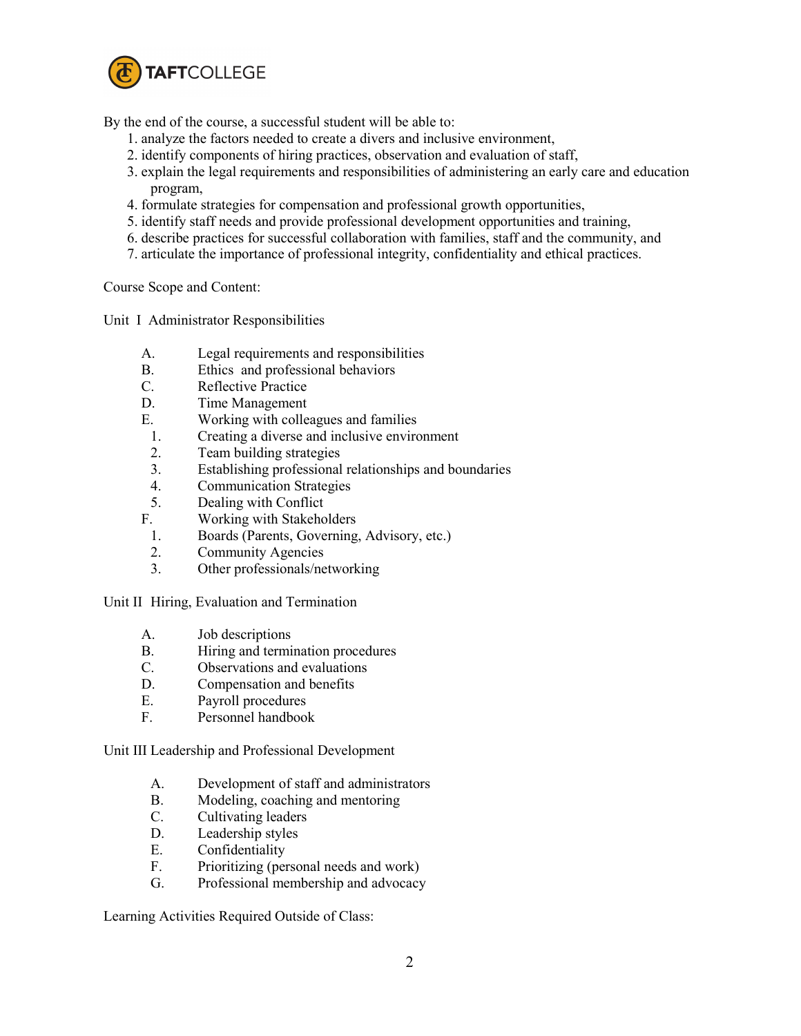By the end of the course, a successful student will be able to:

1. analyze the factors needed to create a divers and inclusive environment,
2. identify components of hiring practices, observation and evaluation of staff,
3. explain the legal requirements and responsibilities of administering an early care and education program,
4. formulate strategies for compensation and professional growth opportunities,
5. identify staff needs and provide professional development opportunities and training,
6. describe practices for successful collaboration with families, staff and the community, and
7. articulate the importance of professional integrity, confidentiality and ethical practices.

Course Scope and Content:

Unit I Administrator Responsibilities

- A. Legal requirements and responsibilities
- B. Ethics and professional behaviors
- C. Reflective Practice
- D. Time Management
- E. Working with colleagues and families
  1. Creating a diverse and inclusive environment
  2. Team building strategies
  3. Establishing professional relationships and boundaries
  4. Communication Strategies
  5. Dealing with Conflict
- F. Working with Stakeholders
  1. Boards (Parents, Governing, Advisory, etc.)
  2. Community Agencies
  3. Other professionals/networking

Unit II Hiring, Evaluation and Termination

- A. Job descriptions
- B. Hiring and termination procedures
- C. Observations and evaluations
- D. Compensation and benefits
- E. Payroll procedures
- F. Personnel handbook

Unit III Leadership and Professional Development

- A. Development of staff and administrators
- B. Modeling, coaching and mentoring
- C. Cultivating leaders
- D. Leadership styles
- E. Confidentiality
- F. Prioritizing (personal needs and work)
- G. Professional membership and advocacy

Learning Activities Required Outside of Class: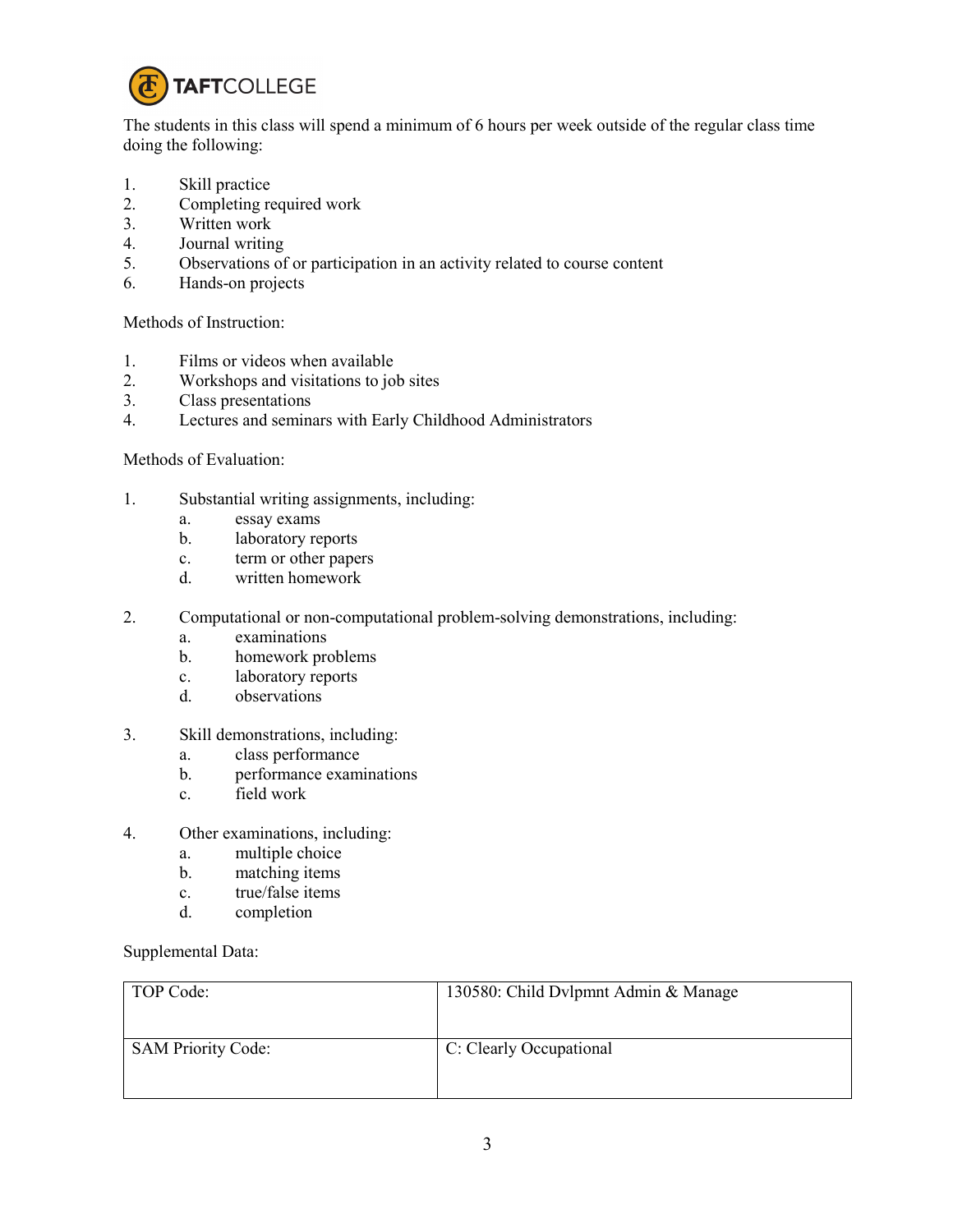The students in this class will spend a minimum of 6 hours per week outside of the regular class time doing the following:

1. Skill practice
2. Completing required work
3. Written work
4. Journal writing
5. Observations of or participation in an activity related to course content
6. Hands-on projects

Methods of Instruction:

1. Films or videos when available
2. Workshops and visitations to job sites
3. Class presentations
4. Lectures and seminars with Early Childhood Administrators

Methods of Evaluation:

1. Substantial writing assignments, including:
   a. essay exams
   b. laboratory reports
   c. term or other papers
   d. written homework

2. Computational or non-computational problem-solving demonstrations, including:
   a. examinations
   b. homework problems
   c. laboratory reports
   d. observations

3. Skill demonstrations, including:
   a. class performance
   b. performance examinations
   c. field work

4. Other examinations, including:
   a. multiple choice
   b. matching items
   c. true/false items
   d. completion

Supplemental Data:

| | |
|---|---|
| TOP Code: | 130580: Child Dvlpmnt Admin & Manage |
| SAM Priority Code: | C: Clearly Occupational |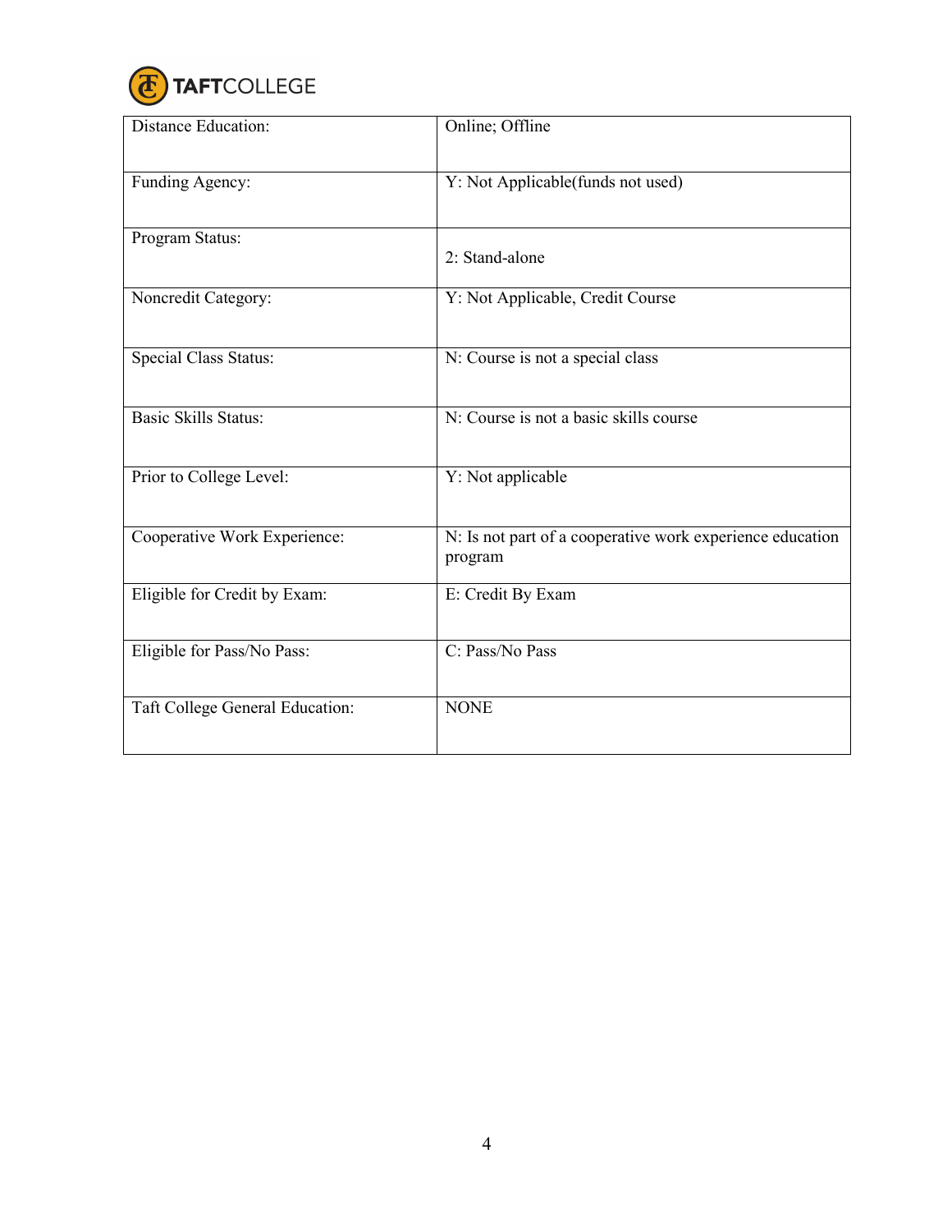| | |
|---|---|
| Distance Education: | Online; Offline |
| Funding Agency: | Y: Not Applicable(funds not used) |
| Program Status: | 2: Stand-alone |
| Noncredit Category: | Y: Not Applicable, Credit Course |
| Special Class Status: | N: Course is not a special class |
| Basic Skills Status: | N: Course is not a basic skills course |
| Prior to College Level: | Y: Not applicable |
| Cooperative Work Experience: | N: Is not part of a cooperative work experience education program |
| Eligible for Credit by Exam: | E: Credit By Exam |
| Eligible for Pass/No Pass: | C: Pass/No Pass |
| Taft College General Education: | NONE |